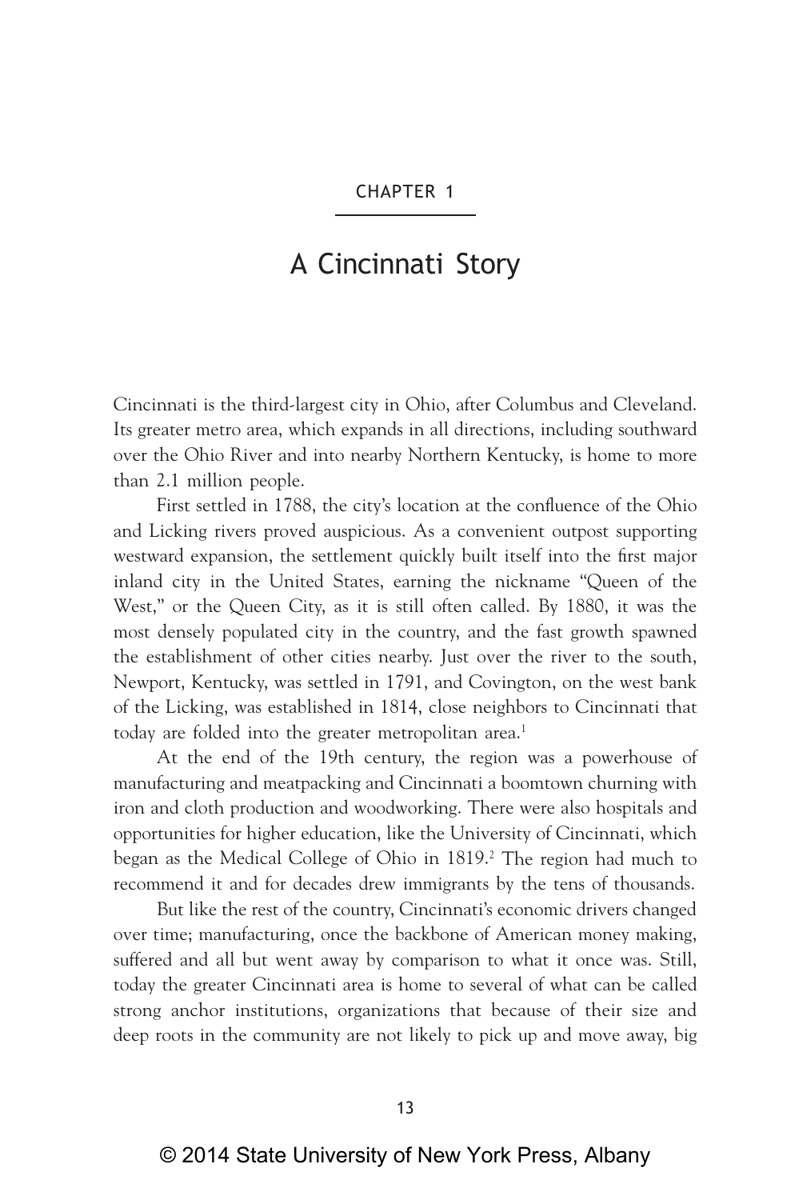# CHAPTER 1

## A Cincinnati Story

Cincinnati is the third-largest city in Ohio, after Columbus and Cleveland. Its greater metro area, which expands in all directions, including southward over the Ohio River and into nearby Northern Kentucky, is home to more than 2.1 million people.

First settled in 1788, the city's location at the confluence of the Ohio and Licking rivers proved auspicious. As a convenient outpost supporting westward expansion, the settlement quickly built itself into the first major inland city in the United States, earning the nickname "Queen of the West," or the Queen City, as it is still often called. By 1880, it was the most densely populated city in the country, and the fast growth spawned the establishment of other cities nearby. Just over the river to the south, Newport, Kentucky, was settled in 1791, and Covington, on the west bank of the Licking, was established in 1814, close neighbors to Cincinnati that today are folded into the greater metropolitan area.[1]

At the end of the 19th century, the region was a powerhouse of manufacturing and meatpacking and Cincinnati a boomtown churning with iron and cloth production and woodworking. There were also hospitals and opportunities for higher education, like the University of Cincinnati, which began as the Medical College of Ohio in 1819.[2] The region had much to recommend it and for decades drew immigrants by the tens of thousands.

But like the rest of the country, Cincinnati's economic drivers changed over time; manufacturing, once the backbone of American money making, suffered and all but went away by comparison to what it once was. Still, today the greater Cincinnati area is home to several of what can be called strong anchor institutions, organizations that because of their size and deep roots in the community are not likely to pick up and move away, big

© 2014 State University of New York Press, Albany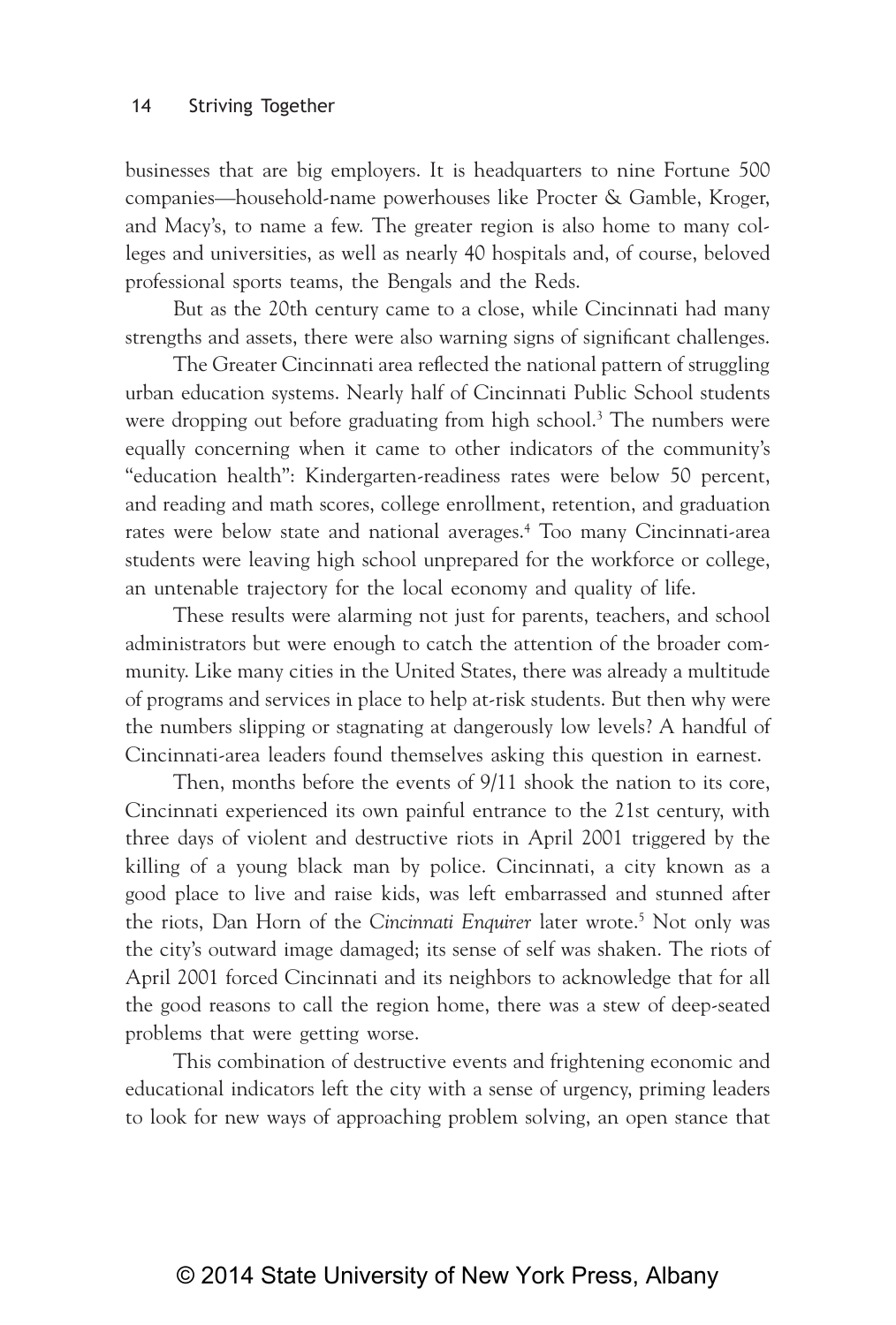businesses that are big employers. It is headquarters to nine Fortune 500 companies—household-name powerhouses like Procter & Gamble, Kroger, and Macy's, to name a few. The greater region is also home to many colleges and universities, as well as nearly 40 hospitals and, of course, beloved professional sports teams, the Bengals and the Reds.

But as the 20th century came to a close, while Cincinnati had many strengths and assets, there were also warning signs of significant challenges.

The Greater Cincinnati area reflected the national pattern of struggling urban education systems. Nearly half of Cincinnati Public School students were dropping out before graduating from high school.[3] The numbers were equally concerning when it came to other indicators of the community's "education health": Kindergarten-readiness rates were below 50 percent, and reading and math scores, college enrollment, retention, and graduation rates were below state and national averages.[4] Too many Cincinnati-area students were leaving high school unprepared for the workforce or college, an untenable trajectory for the local economy and quality of life.

These results were alarming not just for parents, teachers, and school administrators but were enough to catch the attention of the broader community. Like many cities in the United States, there was already a multitude of programs and services in place to help at-risk students. But then why were the numbers slipping or stagnating at dangerously low levels? A handful of Cincinnati-area leaders found themselves asking this question in earnest.

Then, months before the events of 9/11 shook the nation to its core, Cincinnati experienced its own painful entrance to the 21st century, with three days of violent and destructive riots in April 2001 triggered by the killing of a young black man by police. Cincinnati, a city known as a good place to live and raise kids, was left embarrassed and stunned after the riots, Dan Horn of the *Cincinnati Enquirer* later wrote.[5] Not only was the city's outward image damaged; its sense of self was shaken. The riots of April 2001 forced Cincinnati and its neighbors to acknowledge that for all the good reasons to call the region home, there was a stew of deep-seated problems that were getting worse.

This combination of destructive events and frightening economic and educational indicators left the city with a sense of urgency, priming leaders to look for new ways of approaching problem solving, an open stance that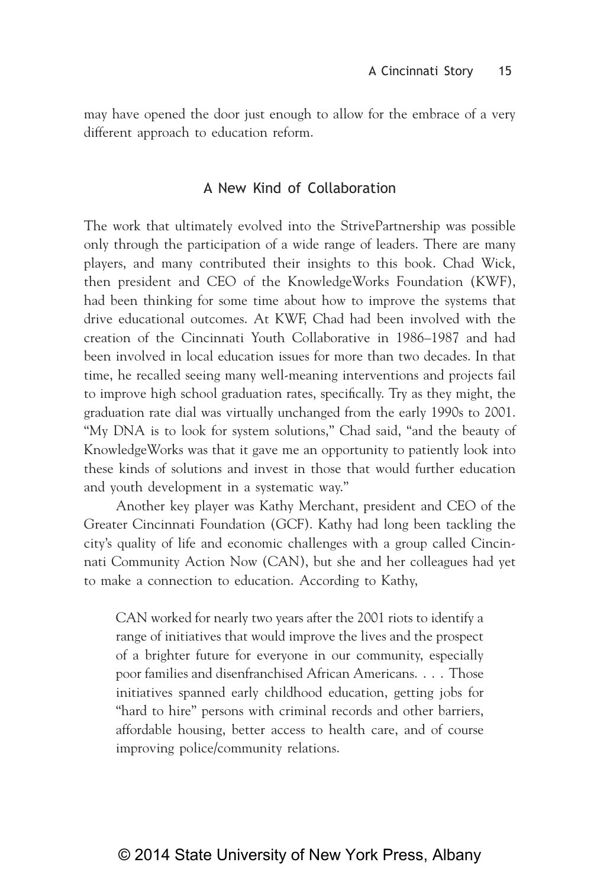may have opened the door just enough to allow for the embrace of a very different approach to education reform.

## A New Kind of Collaboration

The work that ultimately evolved into the StrivePartnership was possible only through the participation of a wide range of leaders. There are many players, and many contributed their insights to this book. Chad Wick, then president and CEO of the KnowledgeWorks Foundation (KWF), had been thinking for some time about how to improve the systems that drive educational outcomes. At KWF, Chad had been involved with the creation of the Cincinnati Youth Collaborative in 1986–1987 and had been involved in local education issues for more than two decades. In that time, he recalled seeing many well-meaning interventions and projects fail to improve high school graduation rates, specifically. Try as they might, the graduation rate dial was virtually unchanged from the early 1990s to 2001. "My DNA is to look for system solutions," Chad said, "and the beauty of KnowledgeWorks was that it gave me an opportunity to patiently look into these kinds of solutions and invest in those that would further education and youth development in a systematic way."

Another key player was Kathy Merchant, president and CEO of the Greater Cincinnati Foundation (GCF). Kathy had long been tackling the city's quality of life and economic challenges with a group called Cincinnati Community Action Now (CAN), but she and her colleagues had yet to make a connection to education. According to Kathy,

> CAN worked for nearly two years after the 2001 riots to identify a range of initiatives that would improve the lives and the prospect of a brighter future for everyone in our community, especially poor families and disenfranchised African Americans. . . . Those initiatives spanned early childhood education, getting jobs for "hard to hire" persons with criminal records and other barriers, affordable housing, better access to health care, and of course improving police/community relations.

© 2014 State University of New York Press, Albany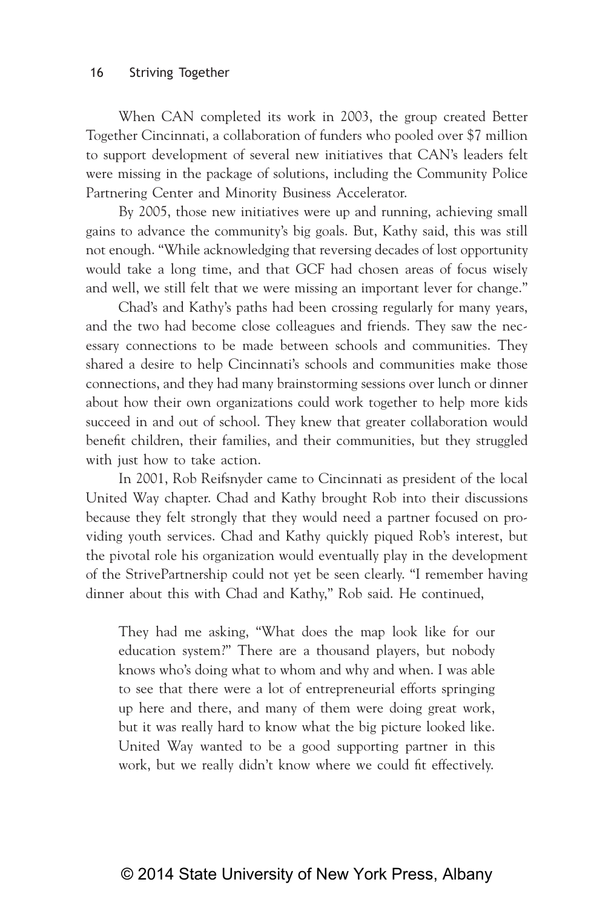When CAN completed its work in 2003, the group created Better Together Cincinnati, a collaboration of funders who pooled over $7 million to support development of several new initiatives that CAN's leaders felt were missing in the package of solutions, including the Community Police Partnering Center and Minority Business Accelerator.

By 2005, those new initiatives were up and running, achieving small gains to advance the community's big goals. But, Kathy said, this was still not enough. "While acknowledging that reversing decades of lost opportunity would take a long time, and that GCF had chosen areas of focus wisely and well, we still felt that we were missing an important lever for change."

Chad's and Kathy's paths had been crossing regularly for many years, and the two had become close colleagues and friends. They saw the necessary connections to be made between schools and communities. They shared a desire to help Cincinnati's schools and communities make those connections, and they had many brainstorming sessions over lunch or dinner about how their own organizations could work together to help more kids succeed in and out of school. They knew that greater collaboration would benefit children, their families, and their communities, but they struggled with just how to take action.

In 2001, Rob Reifsnyder came to Cincinnati as president of the local United Way chapter. Chad and Kathy brought Rob into their discussions because they felt strongly that they would need a partner focused on providing youth services. Chad and Kathy quickly piqued Rob's interest, but the pivotal role his organization would eventually play in the development of the StrivePartnership could not yet be seen clearly. "I remember having dinner about this with Chad and Kathy," Rob said. He continued,

> They had me asking, "What does the map look like for our education system?" There are a thousand players, but nobody knows who's doing what to whom and why and when. I was able to see that there were a lot of entrepreneurial efforts springing up here and there, and many of them were doing great work, but it was really hard to know what the big picture looked like. United Way wanted to be a good supporting partner in this work, but we really didn't know where we could fit effectively.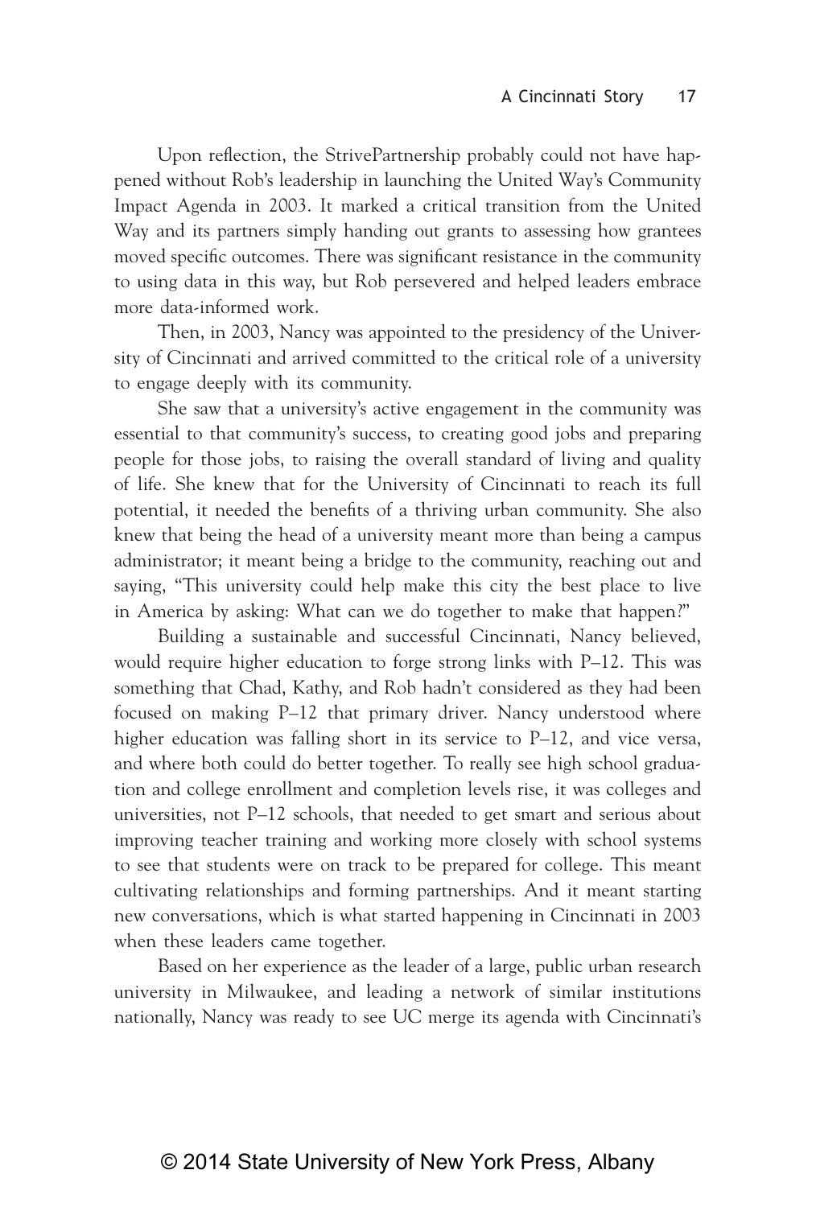Upon reflection, the StrivePartnership probably could not have happened without Rob's leadership in launching the United Way's Community Impact Agenda in 2003. It marked a critical transition from the United Way and its partners simply handing out grants to assessing how grantees moved specific outcomes. There was significant resistance in the community to using data in this way, but Rob persevered and helped leaders embrace more data-informed work.

Then, in 2003, Nancy was appointed to the presidency of the University of Cincinnati and arrived committed to the critical role of a university to engage deeply with its community.

She saw that a university's active engagement in the community was essential to that community's success, to creating good jobs and preparing people for those jobs, to raising the overall standard of living and quality of life. She knew that for the University of Cincinnati to reach its full potential, it needed the benefits of a thriving urban community. She also knew that being the head of a university meant more than being a campus administrator; it meant being a bridge to the community, reaching out and saying, "This university could help make this city the best place to live in America by asking: What can we do together to make that happen?"

Building a sustainable and successful Cincinnati, Nancy believed, would require higher education to forge strong links with P–12. This was something that Chad, Kathy, and Rob hadn't considered as they had been focused on making P–12 that primary driver. Nancy understood where higher education was falling short in its service to P–12, and vice versa, and where both could do better together. To really see high school graduation and college enrollment and completion levels rise, it was colleges and universities, not P–12 schools, that needed to get smart and serious about improving teacher training and working more closely with school systems to see that students were on track to be prepared for college. This meant cultivating relationships and forming partnerships. And it meant starting new conversations, which is what started happening in Cincinnati in 2003 when these leaders came together.

Based on her experience as the leader of a large, public urban research university in Milwaukee, and leading a network of similar institutions nationally, Nancy was ready to see UC merge its agenda with Cincinnati's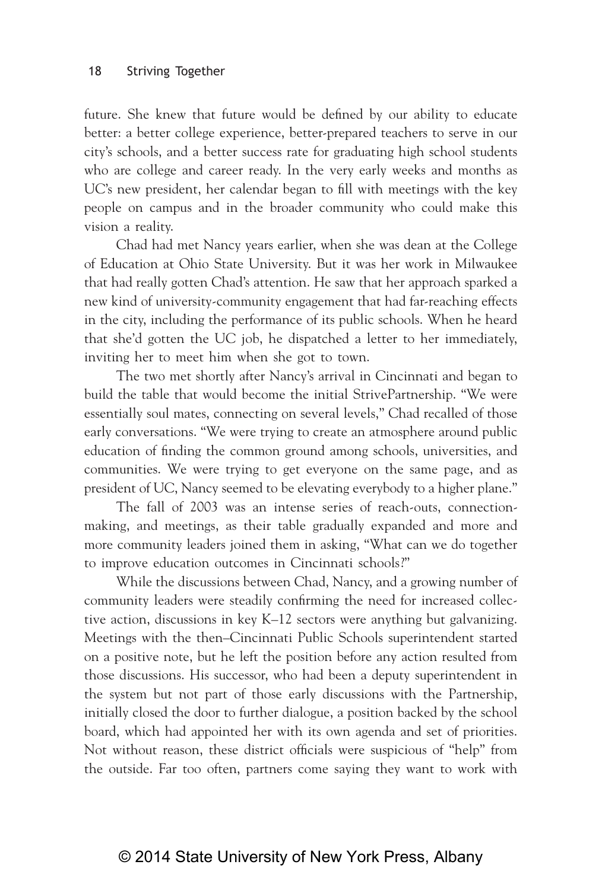future. She knew that future would be defined by our ability to educate better: a better college experience, better-prepared teachers to serve in our city's schools, and a better success rate for graduating high school students who are college and career ready. In the very early weeks and months as UC's new president, her calendar began to fill with meetings with the key people on campus and in the broader community who could make this vision a reality.

Chad had met Nancy years earlier, when she was dean at the College of Education at Ohio State University. But it was her work in Milwaukee that had really gotten Chad's attention. He saw that her approach sparked a new kind of university-community engagement that had far-reaching effects in the city, including the performance of its public schools. When he heard that she'd gotten the UC job, he dispatched a letter to her immediately, inviting her to meet him when she got to town.

The two met shortly after Nancy's arrival in Cincinnati and began to build the table that would become the initial StrivePartnership. "We were essentially soul mates, connecting on several levels," Chad recalled of those early conversations. "We were trying to create an atmosphere around public education of finding the common ground among schools, universities, and communities. We were trying to get everyone on the same page, and as president of UC, Nancy seemed to be elevating everybody to a higher plane."

The fall of 2003 was an intense series of reach-outs, connection-making, and meetings, as their table gradually expanded and more and more community leaders joined them in asking, "What can we do together to improve education outcomes in Cincinnati schools?"

While the discussions between Chad, Nancy, and a growing number of community leaders were steadily confirming the need for increased collective action, discussions in key K–12 sectors were anything but galvanizing. Meetings with the then–Cincinnati Public Schools superintendent started on a positive note, but he left the position before any action resulted from those discussions. His successor, who had been a deputy superintendent in the system but not part of those early discussions with the Partnership, initially closed the door to further dialogue, a position backed by the school board, which had appointed her with its own agenda and set of priorities. Not without reason, these district officials were suspicious of "help" from the outside. Far too often, partners come saying they want to work with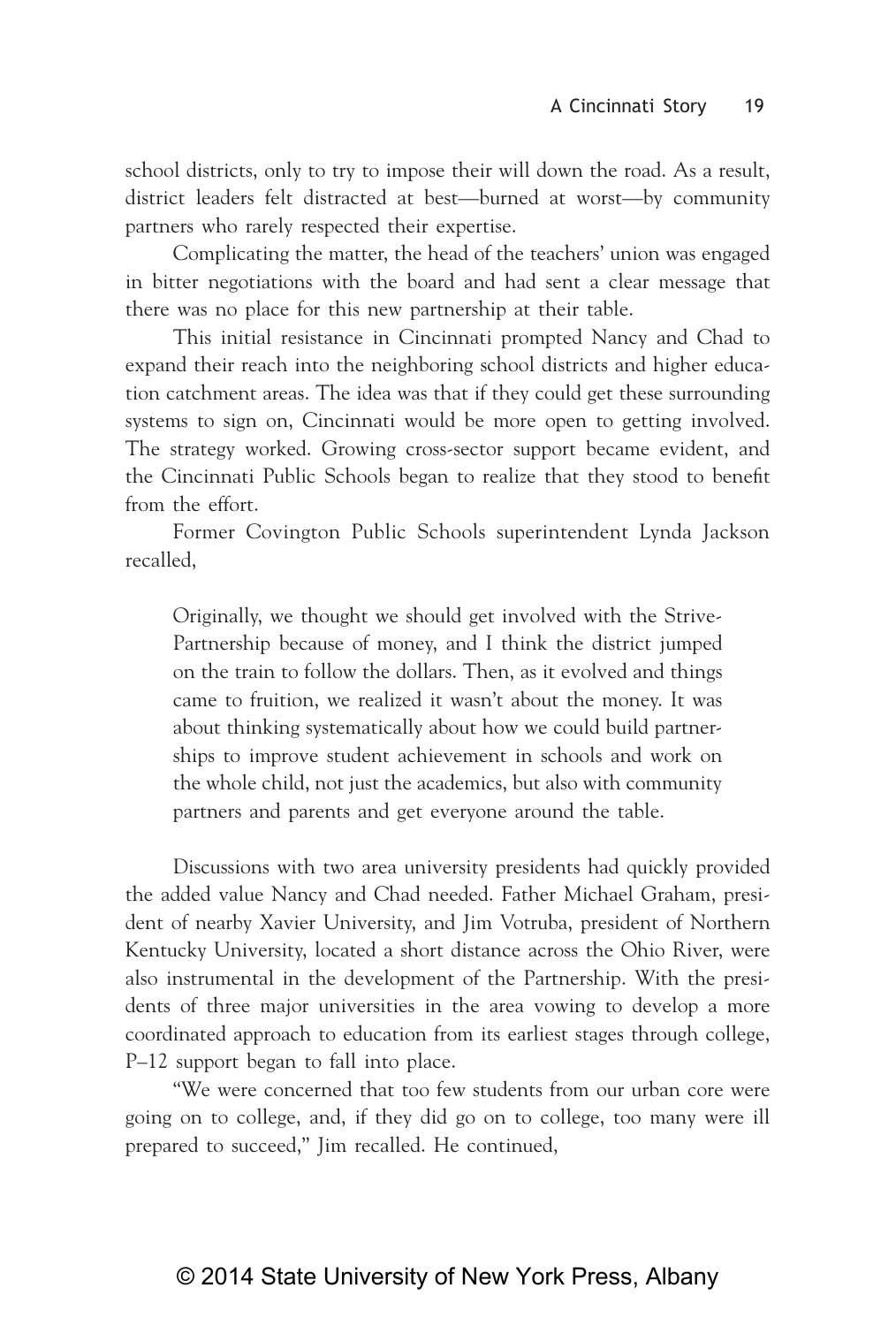school districts, only to try to impose their will down the road. As a result, district leaders felt distracted at best—burned at worst—by community partners who rarely respected their expertise.

Complicating the matter, the head of the teachers' union was engaged in bitter negotiations with the board and had sent a clear message that there was no place for this new partnership at their table.

This initial resistance in Cincinnati prompted Nancy and Chad to expand their reach into the neighboring school districts and higher education catchment areas. The idea was that if they could get these surrounding systems to sign on, Cincinnati would be more open to getting involved. The strategy worked. Growing cross-sector support became evident, and the Cincinnati Public Schools began to realize that they stood to benefit from the effort.

Former Covington Public Schools superintendent Lynda Jackson recalled,

> Originally, we thought we should get involved with the Strive-Partnership because of money, and I think the district jumped on the train to follow the dollars. Then, as it evolved and things came to fruition, we realized it wasn't about the money. It was about thinking systematically about how we could build partnerships to improve student achievement in schools and work on the whole child, not just the academics, but also with community partners and parents and get everyone around the table.

Discussions with two area university presidents had quickly provided the added value Nancy and Chad needed. Father Michael Graham, president of nearby Xavier University, and Jim Votruba, president of Northern Kentucky University, located a short distance across the Ohio River, were also instrumental in the development of the Partnership. With the presidents of three major universities in the area vowing to develop a more coordinated approach to education from its earliest stages through college, P–12 support began to fall into place.

"We were concerned that too few students from our urban core were going on to college, and, if they did go on to college, too many were ill prepared to succeed," Jim recalled. He continued,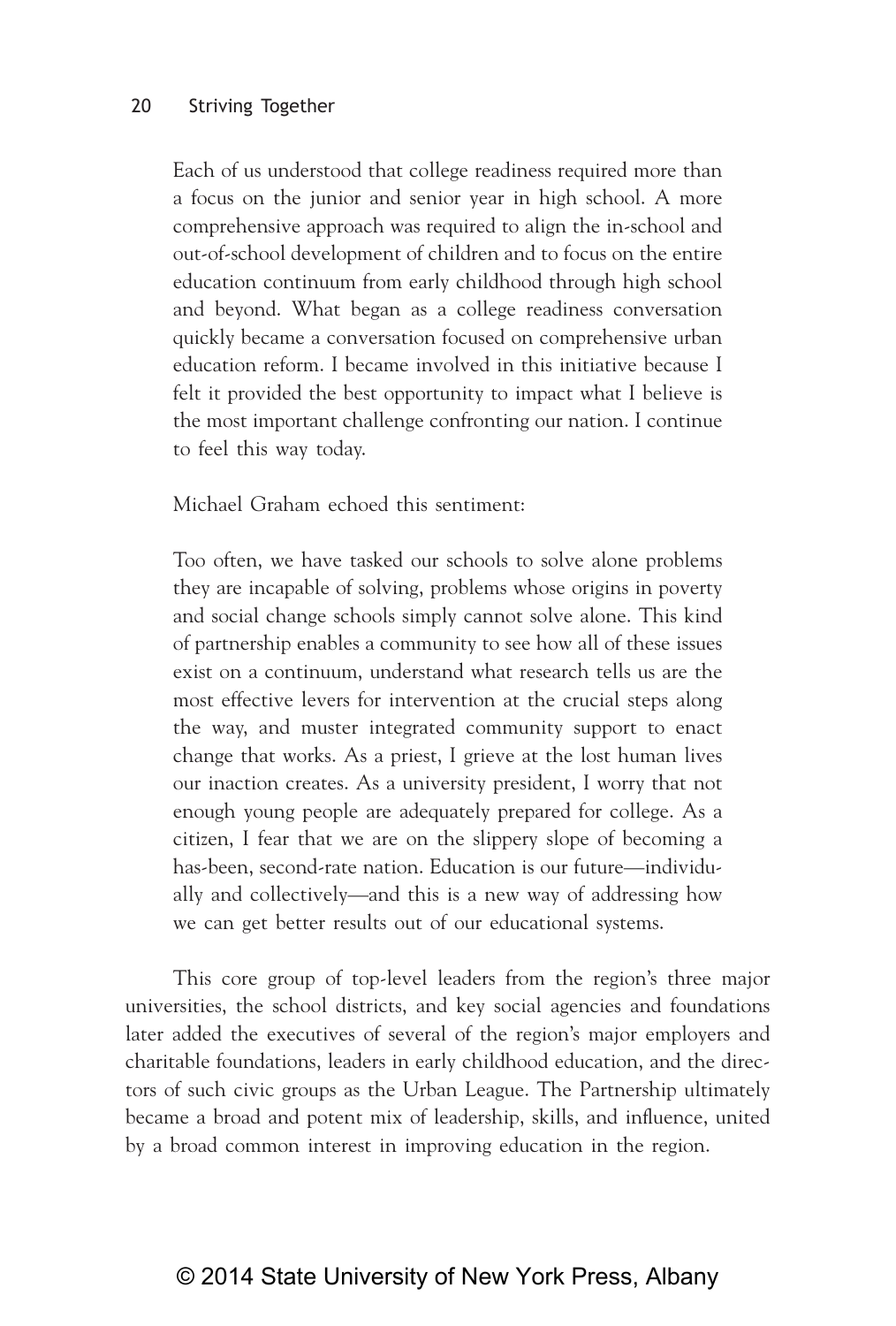> Each of us understood that college readiness required more than a focus on the junior and senior year in high school. A more comprehensive approach was required to align the in-school and out-of-school development of children and to focus on the entire education continuum from early childhood through high school and beyond. What began as a college readiness conversation quickly became a conversation focused on comprehensive urban education reform. I became involved in this initiative because I felt it provided the best opportunity to impact what I believe is the most important challenge confronting our nation. I continue to feel this way today.

Michael Graham echoed this sentiment:

> Too often, we have tasked our schools to solve alone problems they are incapable of solving, problems whose origins in poverty and social change schools simply cannot solve alone. This kind of partnership enables a community to see how all of these issues exist on a continuum, understand what research tells us are the most effective levers for intervention at the crucial steps along the way, and muster integrated community support to enact change that works. As a priest, I grieve at the lost human lives our inaction creates. As a university president, I worry that not enough young people are adequately prepared for college. As a citizen, I fear that we are on the slippery slope of becoming a has-been, second-rate nation. Education is our future—individually and collectively—and this is a new way of addressing how we can get better results out of our educational systems.

This core group of top-level leaders from the region's three major universities, the school districts, and key social agencies and foundations later added the executives of several of the region's major employers and charitable foundations, leaders in early childhood education, and the directors of such civic groups as the Urban League. The Partnership ultimately became a broad and potent mix of leadership, skills, and influence, united by a broad common interest in improving education in the region.

© 2014 State University of New York Press, Albany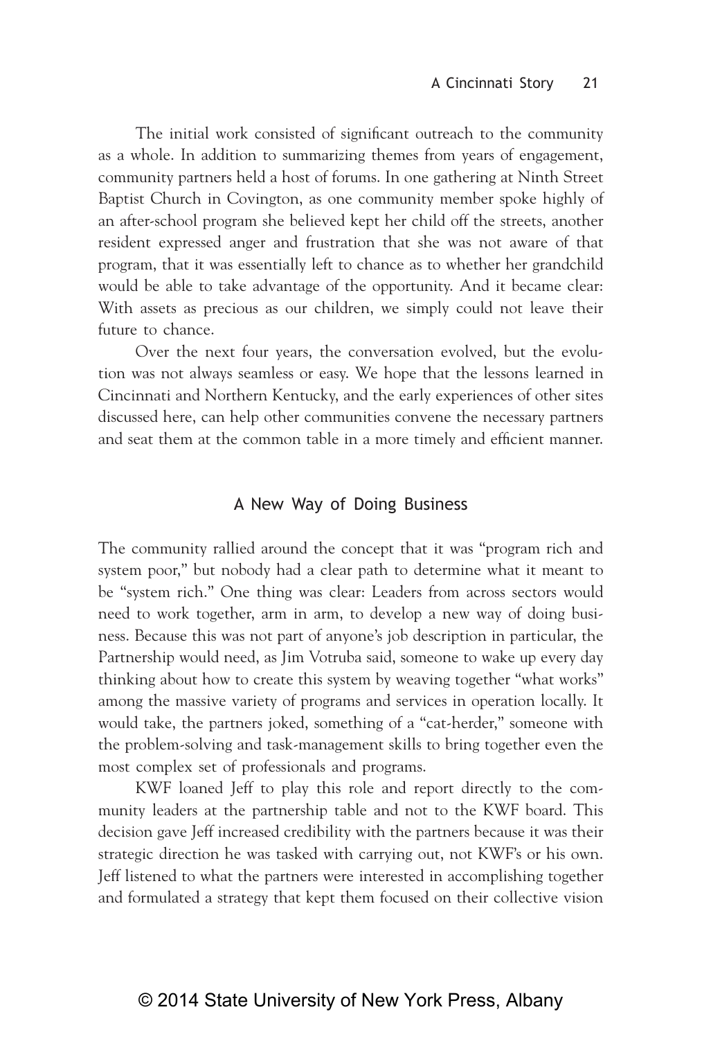The initial work consisted of significant outreach to the community as a whole. In addition to summarizing themes from years of engagement, community partners held a host of forums. In one gathering at Ninth Street Baptist Church in Covington, as one community member spoke highly of an after-school program she believed kept her child off the streets, another resident expressed anger and frustration that she was not aware of that program, that it was essentially left to chance as to whether her grandchild would be able to take advantage of the opportunity. And it became clear: With assets as precious as our children, we simply could not leave their future to chance.

Over the next four years, the conversation evolved, but the evolution was not always seamless or easy. We hope that the lessons learned in Cincinnati and Northern Kentucky, and the early experiences of other sites discussed here, can help other communities convene the necessary partners and seat them at the common table in a more timely and efficient manner.

## A New Way of Doing Business

The community rallied around the concept that it was "program rich and system poor," but nobody had a clear path to determine what it meant to be "system rich." One thing was clear: Leaders from across sectors would need to work together, arm in arm, to develop a new way of doing business. Because this was not part of anyone's job description in particular, the Partnership would need, as Jim Votruba said, someone to wake up every day thinking about how to create this system by weaving together "what works" among the massive variety of programs and services in operation locally. It would take, the partners joked, something of a "cat-herder," someone with the problem-solving and task-management skills to bring together even the most complex set of professionals and programs.

KWF loaned Jeff to play this role and report directly to the community leaders at the partnership table and not to the KWF board. This decision gave Jeff increased credibility with the partners because it was their strategic direction he was tasked with carrying out, not KWF's or his own. Jeff listened to what the partners were interested in accomplishing together and formulated a strategy that kept them focused on their collective vision

© 2014 State University of New York Press, Albany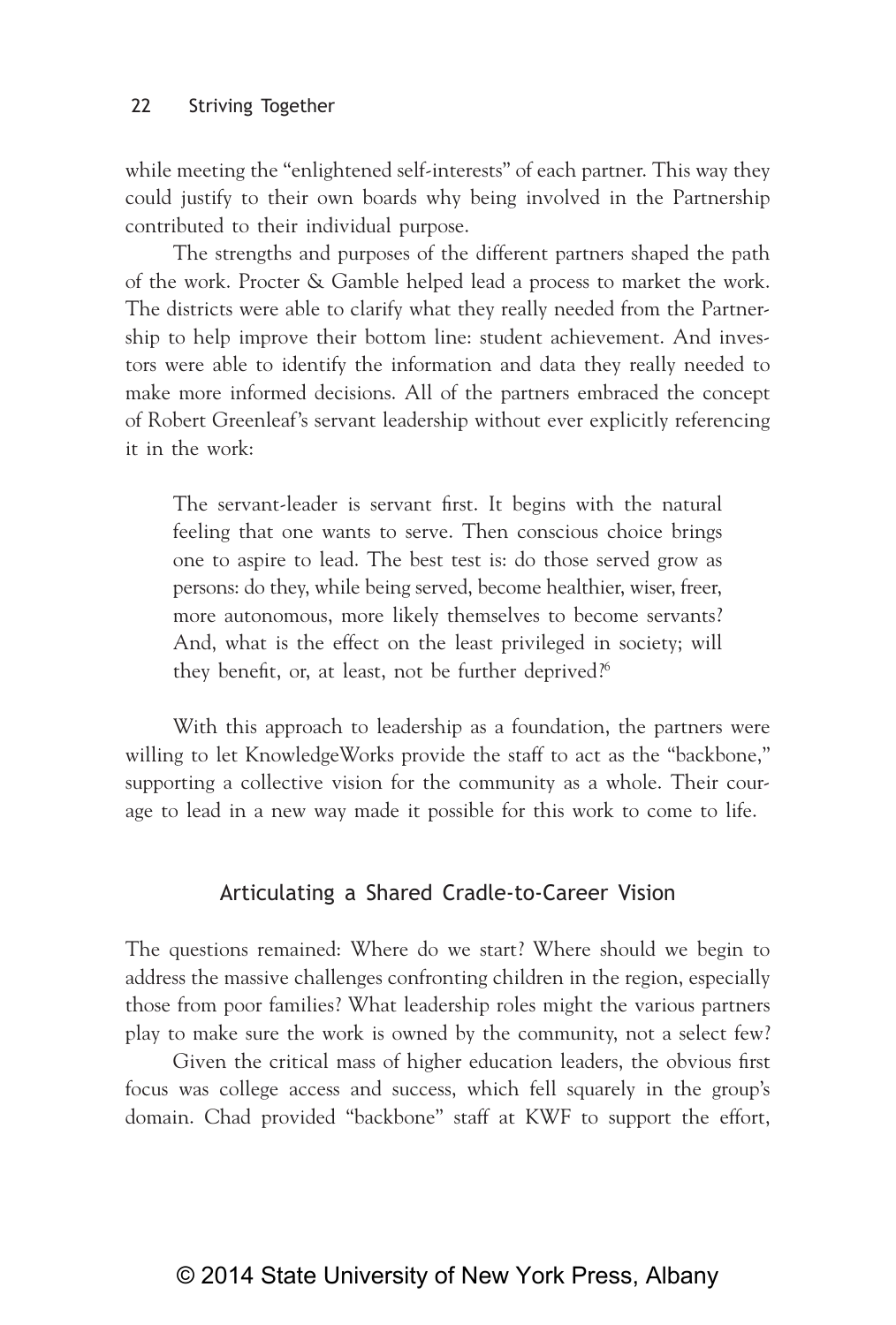while meeting the "enlightened self-interests" of each partner. This way they could justify to their own boards why being involved in the Partnership contributed to their individual purpose.

The strengths and purposes of the different partners shaped the path of the work. Procter & Gamble helped lead a process to market the work. The districts were able to clarify what they really needed from the Partnership to help improve their bottom line: student achievement. And investors were able to identify the information and data they really needed to make more informed decisions. All of the partners embraced the concept of Robert Greenleaf's servant leadership without ever explicitly referencing it in the work:

> The servant-leader is servant first. It begins with the natural feeling that one wants to serve. Then conscious choice brings one to aspire to lead. The best test is: do those served grow as persons: do they, while being served, become healthier, wiser, freer, more autonomous, more likely themselves to become servants? And, what is the effect on the least privileged in society; will they benefit, or, at least, not be further deprived?[6]

With this approach to leadership as a foundation, the partners were willing to let KnowledgeWorks provide the staff to act as the "backbone," supporting a collective vision for the community as a whole. Their courage to lead in a new way made it possible for this work to come to life.

## Articulating a Shared Cradle-to-Career Vision

The questions remained: Where do we start? Where should we begin to address the massive challenges confronting children in the region, especially those from poor families? What leadership roles might the various partners play to make sure the work is owned by the community, not a select few?

Given the critical mass of higher education leaders, the obvious first focus was college access and success, which fell squarely in the group's domain. Chad provided "backbone" staff at KWF to support the effort,

© 2014 State University of New York Press, Albany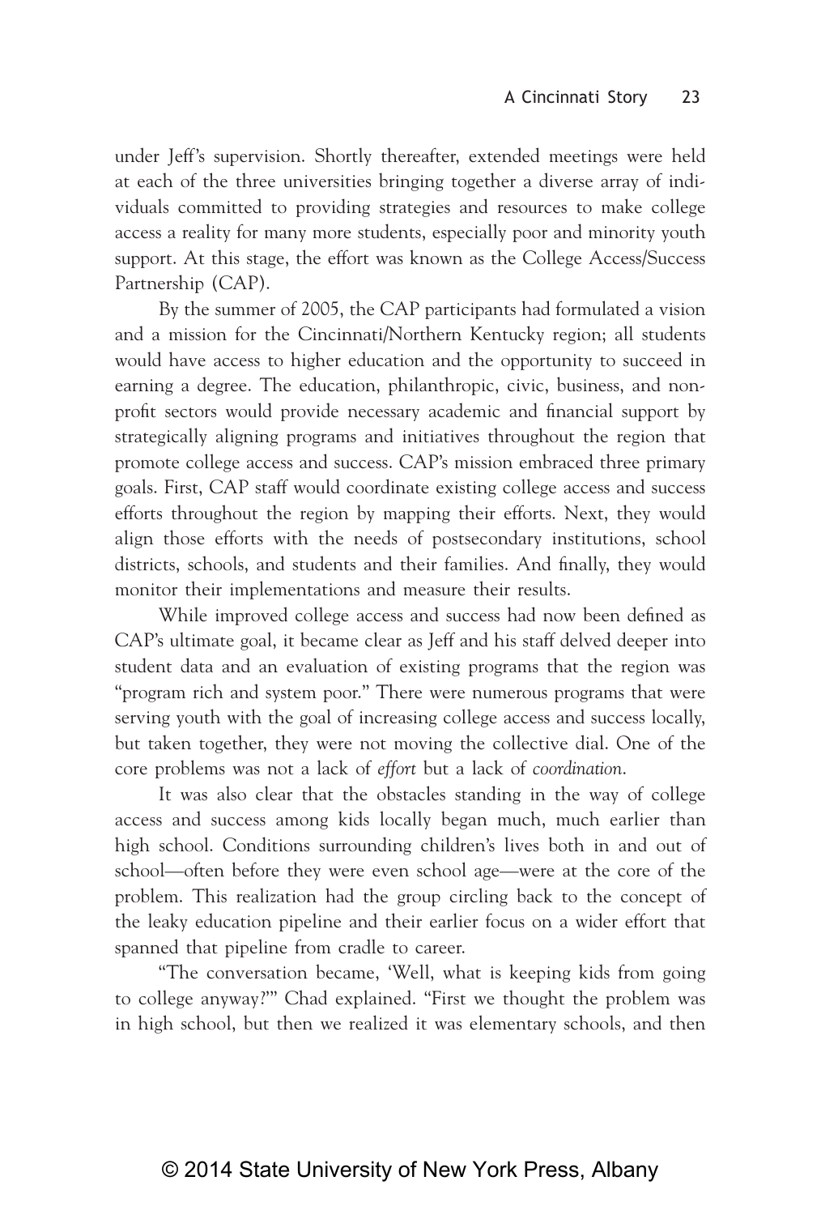under Jeff's supervision. Shortly thereafter, extended meetings were held at each of the three universities bringing together a diverse array of individuals committed to providing strategies and resources to make college access a reality for many more students, especially poor and minority youth support. At this stage, the effort was known as the College Access/Success Partnership (CAP).

By the summer of 2005, the CAP participants had formulated a vision and a mission for the Cincinnati/Northern Kentucky region; all students would have access to higher education and the opportunity to succeed in earning a degree. The education, philanthropic, civic, business, and nonprofit sectors would provide necessary academic and financial support by strategically aligning programs and initiatives throughout the region that promote college access and success. CAP's mission embraced three primary goals. First, CAP staff would coordinate existing college access and success efforts throughout the region by mapping their efforts. Next, they would align those efforts with the needs of postsecondary institutions, school districts, schools, and students and their families. And finally, they would monitor their implementations and measure their results.

While improved college access and success had now been defined as CAP's ultimate goal, it became clear as Jeff and his staff delved deeper into student data and an evaluation of existing programs that the region was "program rich and system poor." There were numerous programs that were serving youth with the goal of increasing college access and success locally, but taken together, they were not moving the collective dial. One of the core problems was not a lack of *effort* but a lack of *coordination*.

It was also clear that the obstacles standing in the way of college access and success among kids locally began much, much earlier than high school. Conditions surrounding children's lives both in and out of school—often before they were even school age—were at the core of the problem. This realization had the group circling back to the concept of the leaky education pipeline and their earlier focus on a wider effort that spanned that pipeline from cradle to career.

"The conversation became, 'Well, what is keeping kids from going to college anyway?'" Chad explained. "First we thought the problem was in high school, but then we realized it was elementary schools, and then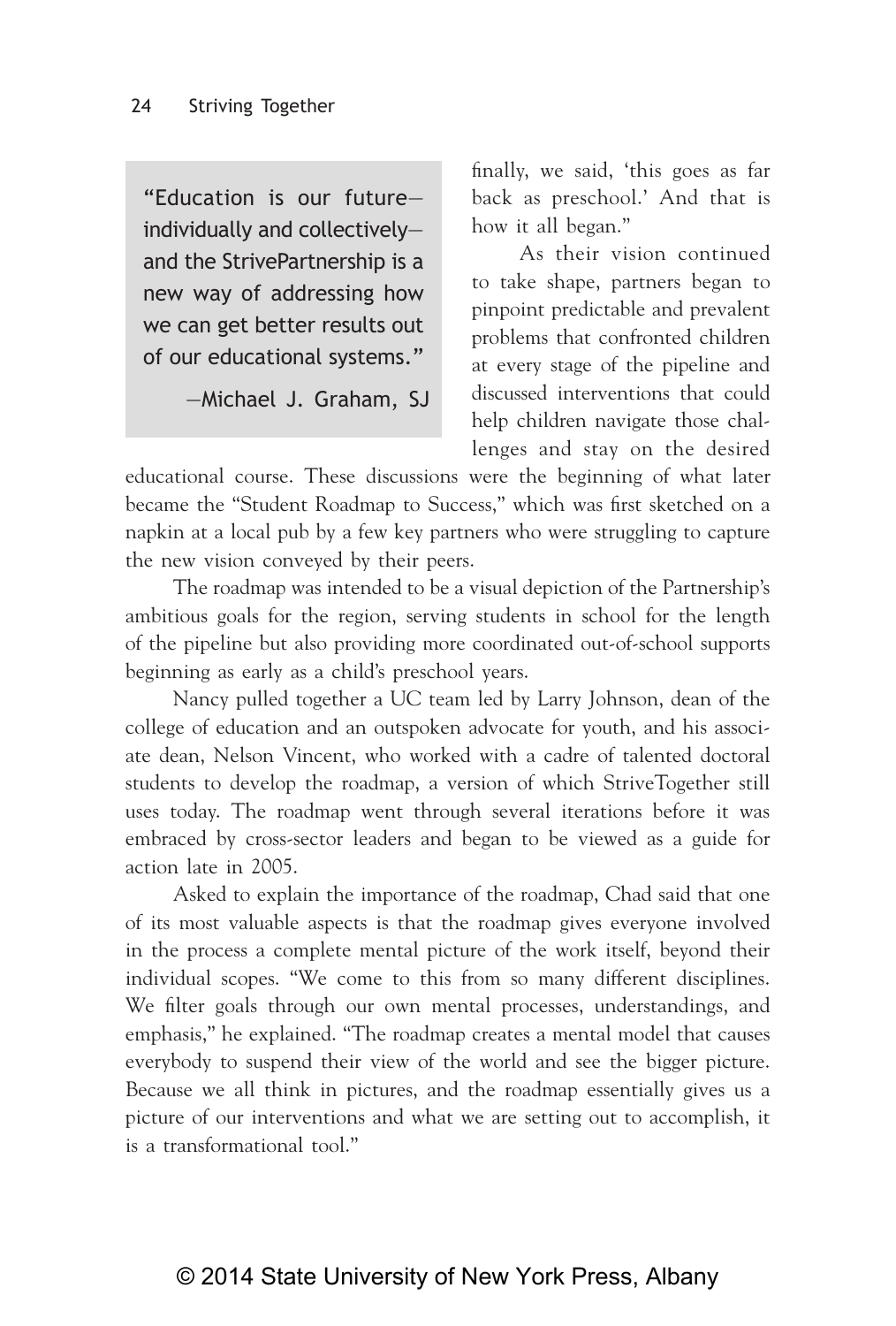> "Education is our future—individually and collectively—and the StrivePartnership is a new way of addressing how we can get better results out of our educational systems."
>
> —Michael J. Graham, SJ

finally, we said, 'this goes as far back as preschool.' And that is how it all began."

As their vision continued to take shape, partners began to pinpoint predictable and prevalent problems that confronted children at every stage of the pipeline and discussed interventions that could help children navigate those challenges and stay on the desired educational course. These discussions were the beginning of what later became the "Student Roadmap to Success," which was first sketched on a napkin at a local pub by a few key partners who were struggling to capture the new vision conveyed by their peers.

The roadmap was intended to be a visual depiction of the Partnership's ambitious goals for the region, serving students in school for the length of the pipeline but also providing more coordinated out-of-school supports beginning as early as a child's preschool years.

Nancy pulled together a UC team led by Larry Johnson, dean of the college of education and an outspoken advocate for youth, and his associate dean, Nelson Vincent, who worked with a cadre of talented doctoral students to develop the roadmap, a version of which StriveTogether still uses today. The roadmap went through several iterations before it was embraced by cross-sector leaders and began to be viewed as a guide for action late in 2005.

Asked to explain the importance of the roadmap, Chad said that one of its most valuable aspects is that the roadmap gives everyone involved in the process a complete mental picture of the work itself, beyond their individual scopes. "We come to this from so many different disciplines. We filter goals through our own mental processes, understandings, and emphasis," he explained. "The roadmap creates a mental model that causes everybody to suspend their view of the world and see the bigger picture. Because we all think in pictures, and the roadmap essentially gives us a picture of our interventions and what we are setting out to accomplish, it is a transformational tool."

© 2014 State University of New York Press, Albany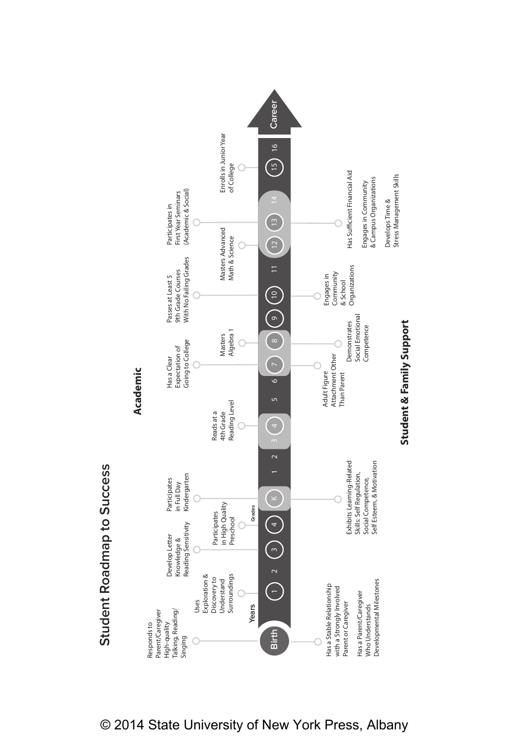# Student Roadmap to Success

## Academic

- Responds to Parent/Caregiver High-quality Talking, Reading/ Singing (Birth)
- Uses Exploration & Discovery to Understand Surroundings (Year 1)
- Develop Letter Knowledge & Reading Sensitivity (Year 3)
- Participates in High Quality Preschool (Year 4)
- Participates in Full Day Kindergarten (K)
- Reads at a 4th Grade Reading Level (Grade 4)
- Has a Clear Expectation of Going to College (Grade 7)
- Masters Algebra 1 (Grade 8)
- Passes at Least 5 9th Grade Courses With No Failing Grades (Grade 10)
- Masters Advanced Math & Science (Grade 12)
- Participates in First Year Seminars (Academic & Social) (Grade 13)
- Enrolls in Junior Year of College (Grade 15)

**Years:** Birth, 1, 2, 3, 4

**Grades:** K, 1, 2, 3, 4, 5, 6, 7, 8, 9, 10, 11, 12, 13, 14, 15, 16 → Career

## Student & Family Support

- Has a Stable Relationship with a Strongly Involved Parent or Caregiver (Birth)
- Has a Parent/Caregiver Who Understands Developmental Milestones (Birth)
- Exhibits Learning-Related Skills: Self Regulation, Social Competence, Self Esteem, & Motivation (K)
- Adult Figure Attachment Other Than Parent (Grade 7)
- Demonstrates Social Emotional Competence (Grade 8)
- Engages in Community & School Organizations (Grade 10)
- Has Sufficient Financial Aid (Grade 13)
- Engages in Community & Campus Organizations
- Develops Time & Stress Management Skills

© 2014 State University of New York Press, Albany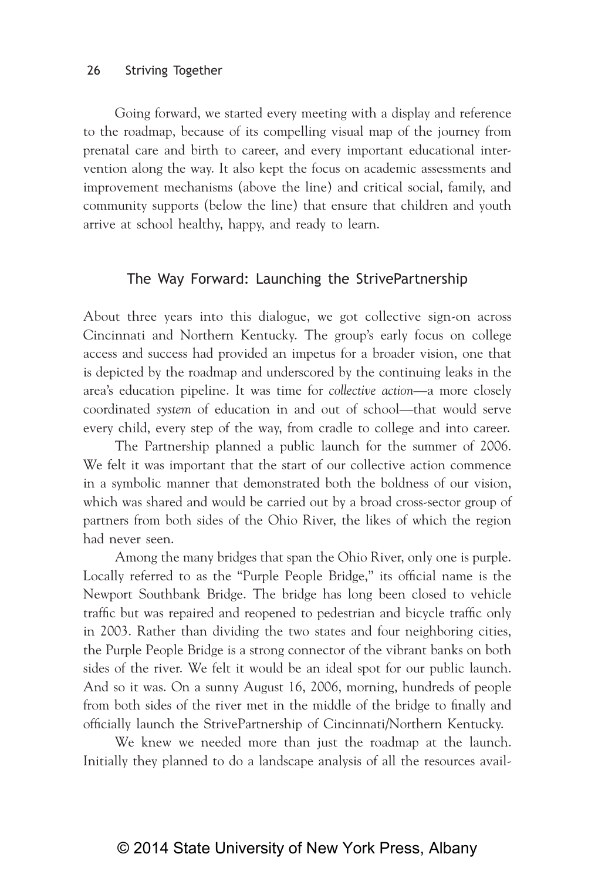Going forward, we started every meeting with a display and reference to the roadmap, because of its compelling visual map of the journey from prenatal care and birth to career, and every important educational intervention along the way. It also kept the focus on academic assessments and improvement mechanisms (above the line) and critical social, family, and community supports (below the line) that ensure that children and youth arrive at school healthy, happy, and ready to learn.

## The Way Forward: Launching the StrivePartnership

About three years into this dialogue, we got collective sign-on across Cincinnati and Northern Kentucky. The group's early focus on college access and success had provided an impetus for a broader vision, one that is depicted by the roadmap and underscored by the continuing leaks in the area's education pipeline. It was time for *collective action*—a more closely coordinated *system* of education in and out of school—that would serve every child, every step of the way, from cradle to college and into career.

The Partnership planned a public launch for the summer of 2006. We felt it was important that the start of our collective action commence in a symbolic manner that demonstrated both the boldness of our vision, which was shared and would be carried out by a broad cross-sector group of partners from both sides of the Ohio River, the likes of which the region had never seen.

Among the many bridges that span the Ohio River, only one is purple. Locally referred to as the "Purple People Bridge," its official name is the Newport Southbank Bridge. The bridge has long been closed to vehicle traffic but was repaired and reopened to pedestrian and bicycle traffic only in 2003. Rather than dividing the two states and four neighboring cities, the Purple People Bridge is a strong connector of the vibrant banks on both sides of the river. We felt it would be an ideal spot for our public launch. And so it was. On a sunny August 16, 2006, morning, hundreds of people from both sides of the river met in the middle of the bridge to finally and officially launch the StrivePartnership of Cincinnati/Northern Kentucky.

We knew we needed more than just the roadmap at the launch. Initially they planned to do a landscape analysis of all the resources avail-

© 2014 State University of New York Press, Albany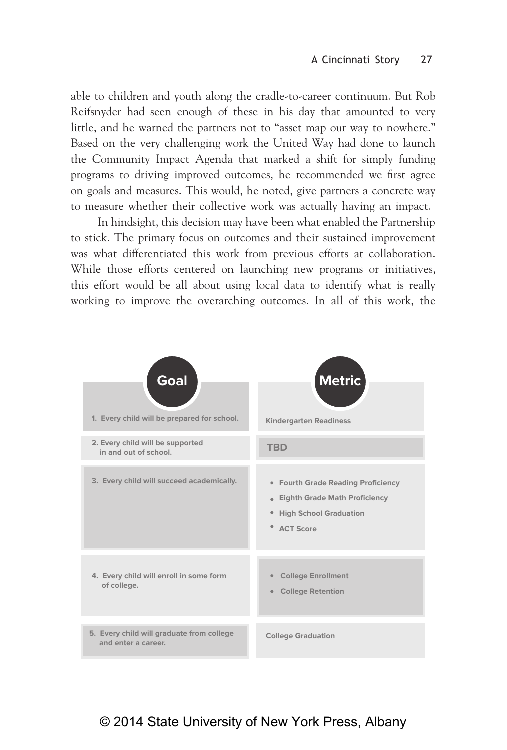able to children and youth along the cradle-to-career continuum. But Rob Reifsnyder had seen enough of these in his day that amounted to very little, and he warned the partners not to "asset map our way to nowhere." Based on the very challenging work the United Way had done to launch the Community Impact Agenda that marked a shift for simply funding programs to driving improved outcomes, he recommended we first agree on goals and measures. This would, he noted, give partners a concrete way to measure whether their collective work was actually having an impact.

In hindsight, this decision may have been what enabled the Partnership to stick. The primary focus on outcomes and their sustained improvement was what differentiated this work from previous efforts at collaboration. While those efforts centered on launching new programs or initiatives, this effort would be all about using local data to identify what is really working to improve the overarching outcomes. In all of this work, the

| Goal | Metric |
| --- | --- |
| 1. Every child will be prepared for school. | Kindergarten Readiness |
| 2. Every child will be supported in and out of school. | TBD |
| 3. Every child will succeed academically. | • Fourth Grade Reading Proficiency<br>• Eighth Grade Math Proficiency<br>• High School Graduation<br>• ACT Score |
| 4. Every child will enroll in some form of college. | • College Enrollment<br>• College Retention |
| 5. Every child will graduate from college and enter a career. | College Graduation |

© 2014 State University of New York Press, Albany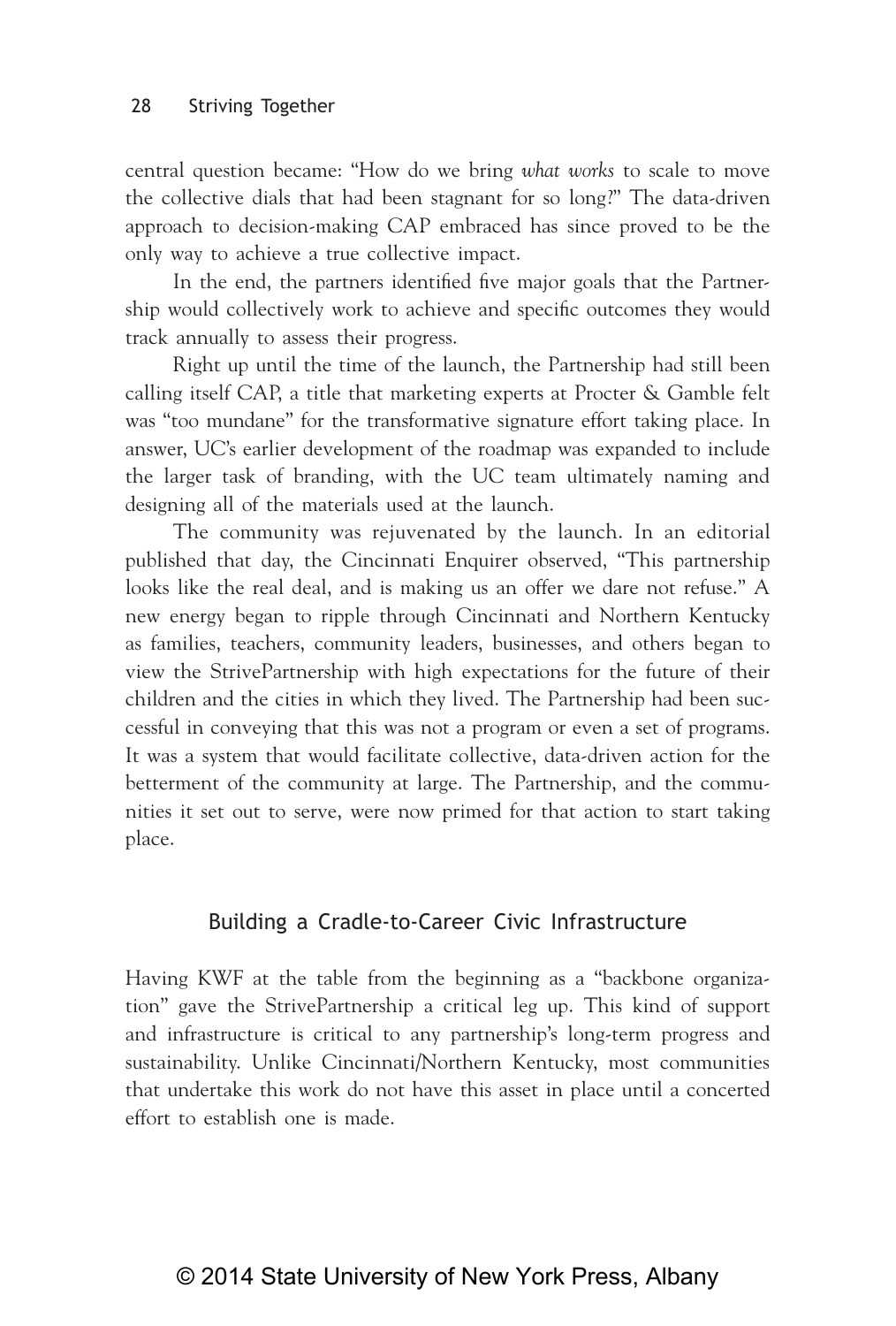central question became: "How do we bring *what works* to scale to move the collective dials that had been stagnant for so long?" The data-driven approach to decision-making CAP embraced has since proved to be the only way to achieve a true collective impact.

In the end, the partners identified five major goals that the Partnership would collectively work to achieve and specific outcomes they would track annually to assess their progress.

Right up until the time of the launch, the Partnership had still been calling itself CAP, a title that marketing experts at Procter & Gamble felt was "too mundane" for the transformative signature effort taking place. In answer, UC's earlier development of the roadmap was expanded to include the larger task of branding, with the UC team ultimately naming and designing all of the materials used at the launch.

The community was rejuvenated by the launch. In an editorial published that day, the Cincinnati Enquirer observed, "This partnership looks like the real deal, and is making us an offer we dare not refuse." A new energy began to ripple through Cincinnati and Northern Kentucky as families, teachers, community leaders, businesses, and others began to view the StrivePartnership with high expectations for the future of their children and the cities in which they lived. The Partnership had been successful in conveying that this was not a program or even a set of programs. It was a system that would facilitate collective, data-driven action for the betterment of the community at large. The Partnership, and the communities it set out to serve, were now primed for that action to start taking place.

## Building a Cradle-to-Career Civic Infrastructure

Having KWF at the table from the beginning as a "backbone organization" gave the StrivePartnership a critical leg up. This kind of support and infrastructure is critical to any partnership's long-term progress and sustainability. Unlike Cincinnati/Northern Kentucky, most communities that undertake this work do not have this asset in place until a concerted effort to establish one is made.

© 2014 State University of New York Press, Albany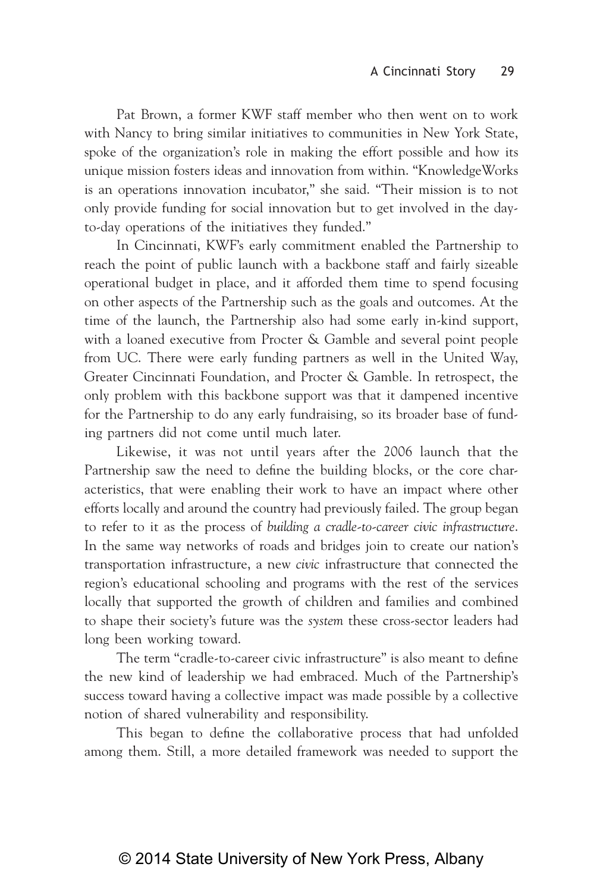Pat Brown, a former KWF staff member who then went on to work with Nancy to bring similar initiatives to communities in New York State, spoke of the organization's role in making the effort possible and how its unique mission fosters ideas and innovation from within. "KnowledgeWorks is an operations innovation incubator," she said. "Their mission is to not only provide funding for social innovation but to get involved in the day-to-day operations of the initiatives they funded."

In Cincinnati, KWF's early commitment enabled the Partnership to reach the point of public launch with a backbone staff and fairly sizeable operational budget in place, and it afforded them time to spend focusing on other aspects of the Partnership such as the goals and outcomes. At the time of the launch, the Partnership also had some early in-kind support, with a loaned executive from Procter & Gamble and several point people from UC. There were early funding partners as well in the United Way, Greater Cincinnati Foundation, and Procter & Gamble. In retrospect, the only problem with this backbone support was that it dampened incentive for the Partnership to do any early fundraising, so its broader base of funding partners did not come until much later.

Likewise, it was not until years after the 2006 launch that the Partnership saw the need to define the building blocks, or the core characteristics, that were enabling their work to have an impact where other efforts locally and around the country had previously failed. The group began to refer to it as the process of *building a cradle-to-career civic infrastructure*. In the same way networks of roads and bridges join to create our nation's transportation infrastructure, a new *civic* infrastructure that connected the region's educational schooling and programs with the rest of the services locally that supported the growth of children and families and combined to shape their society's future was the *system* these cross-sector leaders had long been working toward.

The term "cradle-to-career civic infrastructure" is also meant to define the new kind of leadership we had embraced. Much of the Partnership's success toward having a collective impact was made possible by a collective notion of shared vulnerability and responsibility.

This began to define the collaborative process that had unfolded among them. Still, a more detailed framework was needed to support the

© 2014 State University of New York Press, Albany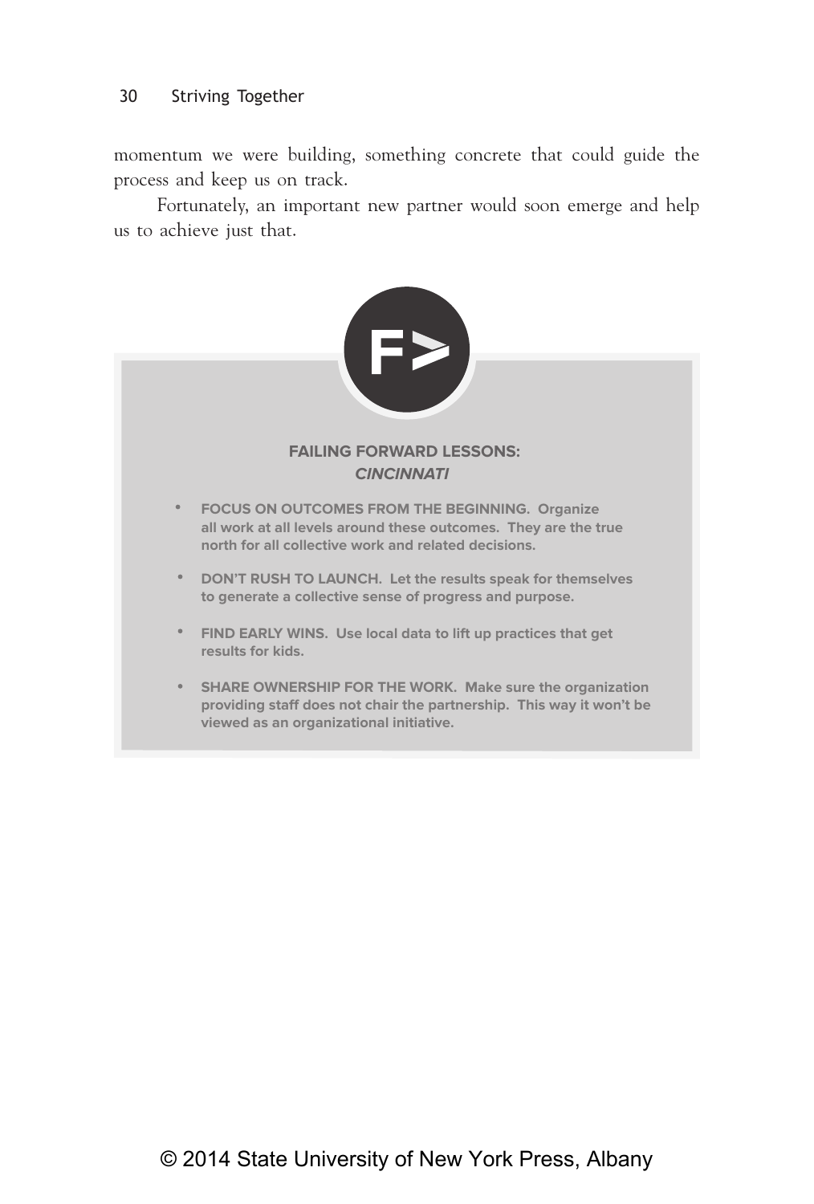momentum we were building, something concrete that could guide the process and keep us on track.

Fortunately, an important new partner would soon emerge and help us to achieve just that.

**FAILING FORWARD LESSONS:**
***CINCINNATI***

- **FOCUS ON OUTCOMES FROM THE BEGINNING. Organize all work at all levels around these outcomes. They are the true north for all collective work and related decisions.**
- **DON'T RUSH TO LAUNCH. Let the results speak for themselves to generate a collective sense of progress and purpose.**
- **FIND EARLY WINS. Use local data to lift up practices that get results for kids.**
- **SHARE OWNERSHIP FOR THE WORK. Make sure the organization providing staff does not chair the partnership. This way it won't be viewed as an organizational initiative.**

© 2014 State University of New York Press, Albany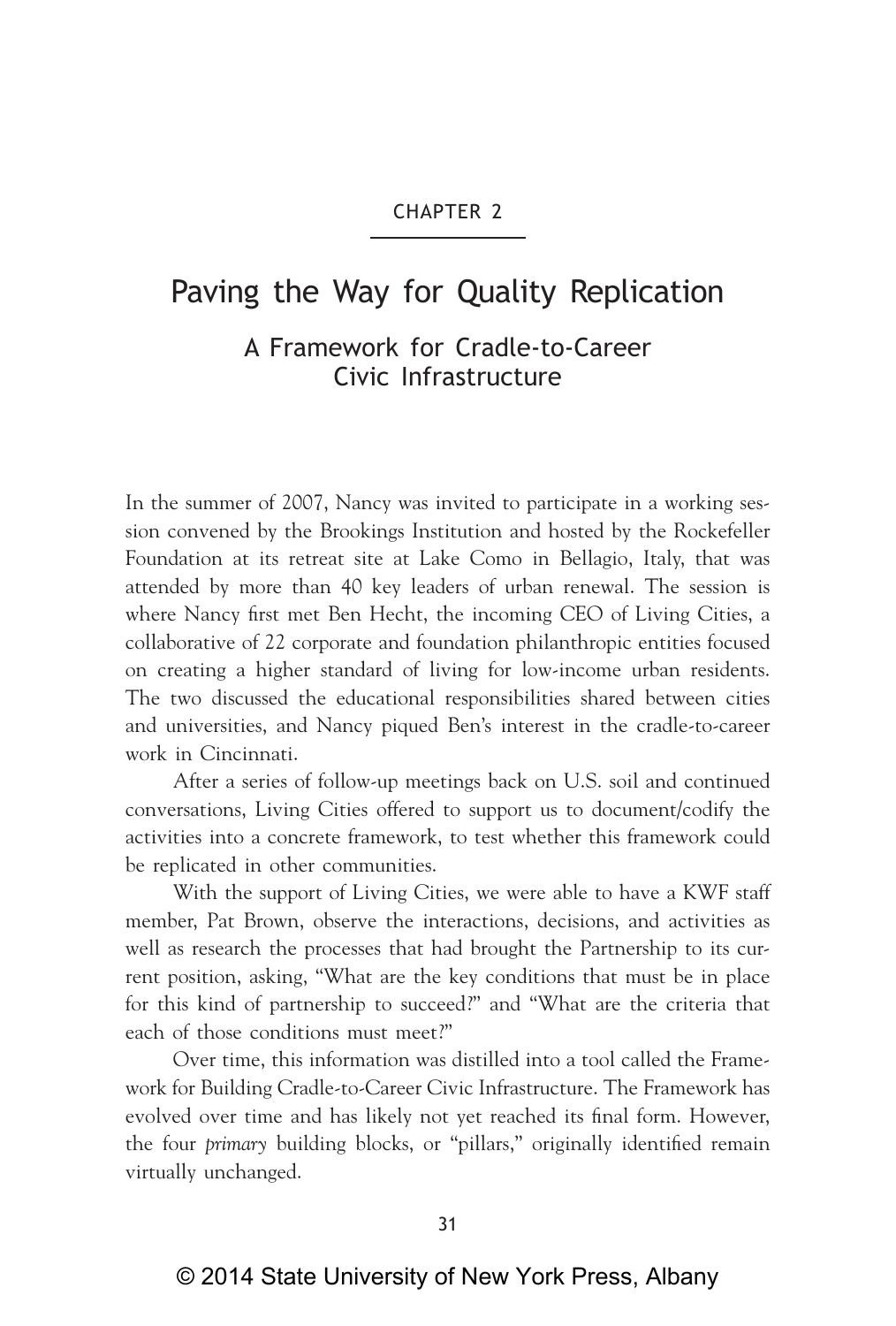CHAPTER 2

# Paving the Way for Quality Replication

## A Framework for Cradle-to-Career Civic Infrastructure

In the summer of 2007, Nancy was invited to participate in a working session convened by the Brookings Institution and hosted by the Rockefeller Foundation at its retreat site at Lake Como in Bellagio, Italy, that was attended by more than 40 key leaders of urban renewal. The session is where Nancy first met Ben Hecht, the incoming CEO of Living Cities, a collaborative of 22 corporate and foundation philanthropic entities focused on creating a higher standard of living for low-income urban residents. The two discussed the educational responsibilities shared between cities and universities, and Nancy piqued Ben's interest in the cradle-to-career work in Cincinnati.

After a series of follow-up meetings back on U.S. soil and continued conversations, Living Cities offered to support us to document/codify the activities into a concrete framework, to test whether this framework could be replicated in other communities.

With the support of Living Cities, we were able to have a KWF staff member, Pat Brown, observe the interactions, decisions, and activities as well as research the processes that had brought the Partnership to its current position, asking, "What are the key conditions that must be in place for this kind of partnership to succeed?" and "What are the criteria that each of those conditions must meet?"

Over time, this information was distilled into a tool called the Framework for Building Cradle-to-Career Civic Infrastructure. The Framework has evolved over time and has likely not yet reached its final form. However, the four *primary* building blocks, or "pillars," originally identified remain virtually unchanged.

© 2014 State University of New York Press, Albany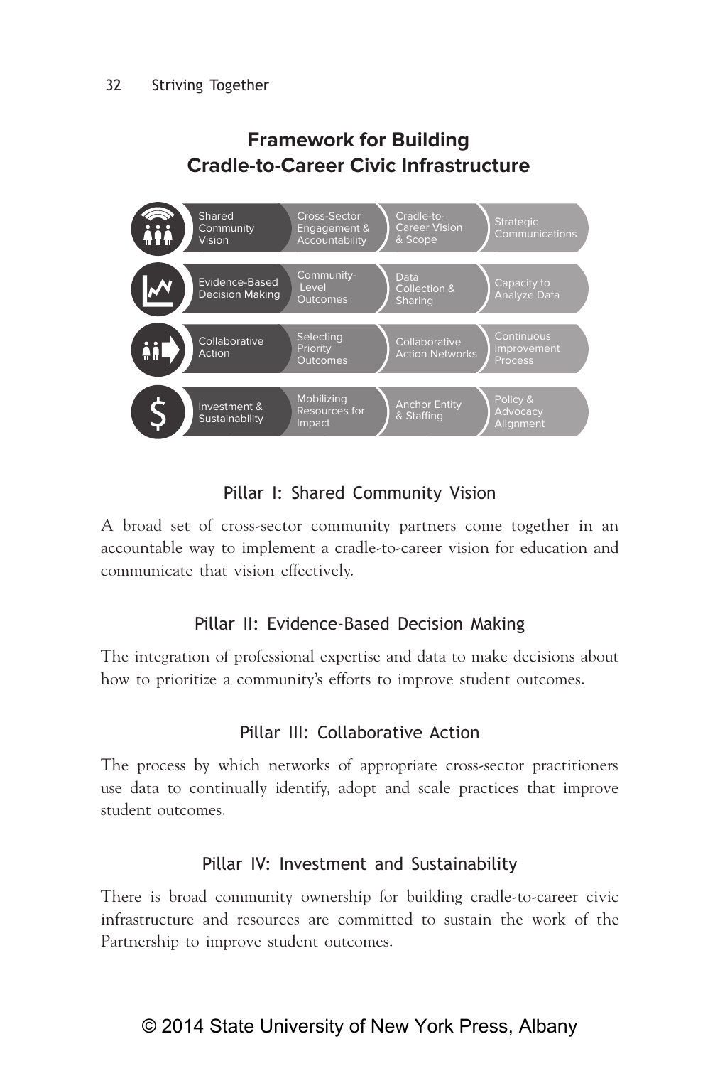## Framework for Building Cradle-to-Career Civic Infrastructure

Shared Community Vision | Cross-Sector Engagement & Accountability | Cradle-to-Career Vision & Scope | Strategic Communications

Evidence-Based Decision Making | Community-Level Outcomes | Data Collection & Sharing | Capacity to Analyze Data

Collaborative Action | Selecting Priority Outcomes | Collaborative Action Networks | Continuous Improvement Process

Investment & Sustainability | Mobilizing Resources for Impact | Anchor Entity & Staffing | Policy & Advocacy Alignment

### Pillar I: Shared Community Vision

A broad set of cross-sector community partners come together in an accountable way to implement a cradle-to-career vision for education and communicate that vision effectively.

### Pillar II: Evidence-Based Decision Making

The integration of professional expertise and data to make decisions about how to prioritize a community's efforts to improve student outcomes.

### Pillar III: Collaborative Action

The process by which networks of appropriate cross-sector practitioners use data to continually identify, adopt and scale practices that improve student outcomes.

### Pillar IV: Investment and Sustainability

There is broad community ownership for building cradle-to-career civic infrastructure and resources are committed to sustain the work of the Partnership to improve student outcomes.

© 2014 State University of New York Press, Albany